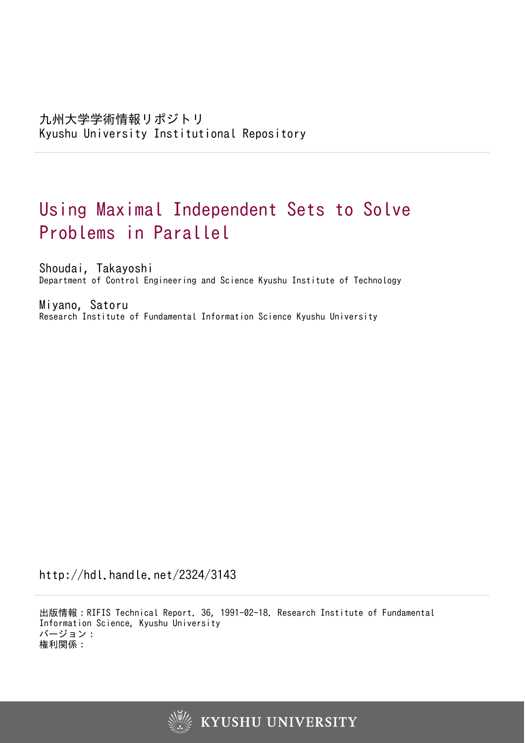九州大学学術情報リポジトリ
Kyushu University Institutional Repository

# Using Maximal Independent Sets to Solve Problems in Parallel

Shoudai, Takayoshi
Department of Control Engineering and Science Kyushu Institute of Technology

Miyano, Satoru
Research Institute of Fundamental Information Science Kyushu University

http://hdl.handle.net/2324/3143

出版情報：RIFIS Technical Report. 36, 1991-02-18. Research Institute of Fundamental Information Science, Kyushu University
バージョン：
権利関係：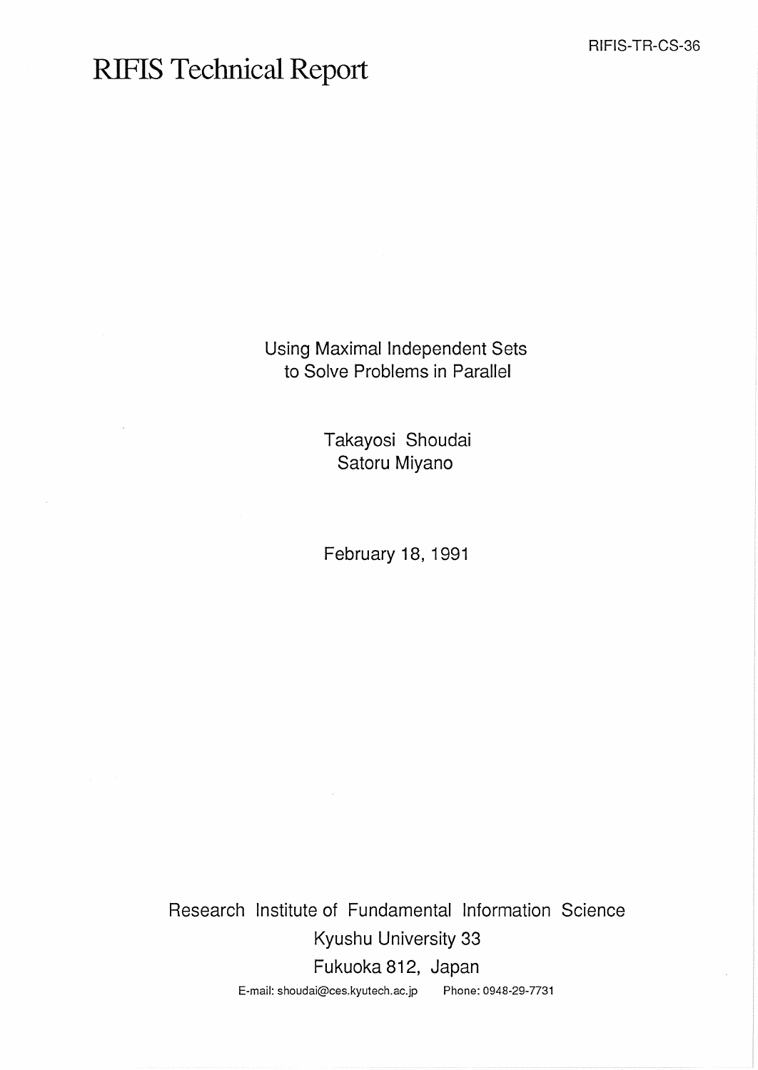RIFIS-TR-CS-36

# RIFIS Technical Report

Using Maximal Independent Sets
to Solve Problems in Parallel

Takayosi Shoudai
Satoru Miyano

February 18, 1991

Research Institute of Fundamental Information Science
Kyushu University 33
Fukuoka 812, Japan

E-mail: shoudai@ces.kyutech.ac.jp Phone: 0948-29-7731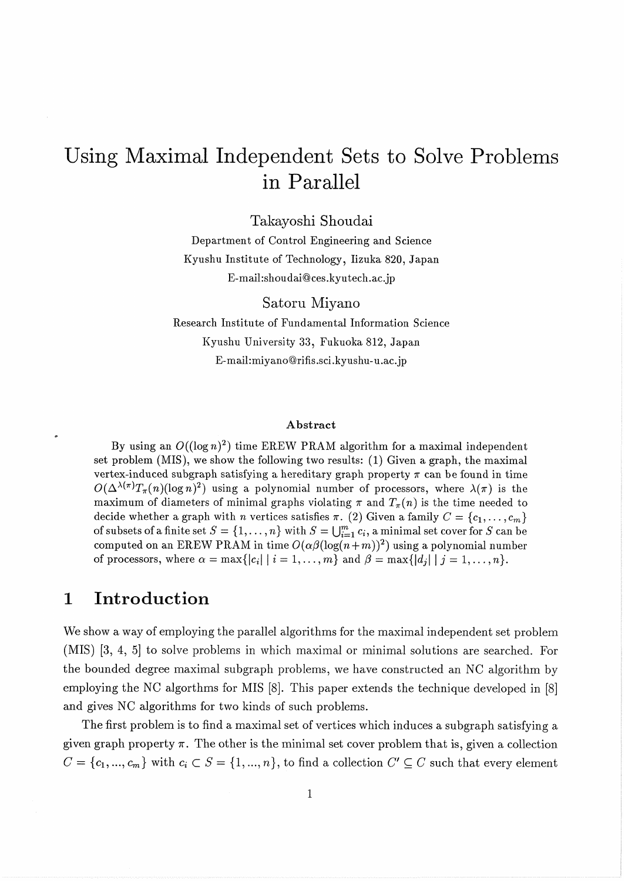# Using Maximal Independent Sets to Solve Problems in Parallel

Takayoshi Shoudai

Department of Control Engineering and Science

Kyushu Institute of Technology, Iizuka 820, Japan

E-mail:shoudai@ces.kyutech.ac.jp

Satoru Miyano

Research Institute of Fundamental Information Science

Kyushu University 33, Fukuoka 812, Japan

E-mail:miyano@rifis.sci.kyushu-u.ac.jp

### Abstract

By using an $O((\log n)^2)$ time EREW PRAM algorithm for a maximal independent set problem (MIS), we show the following two results: (1) Given a graph, the maximal vertex-induced subgraph satisfying a hereditary graph property $\pi$ can be found in time $O(\Delta^{\lambda(\pi)}T_\pi(n)(\log n)^2)$ using a polynomial number of processors, where $\lambda(\pi)$ is the maximum of diameters of minimal graphs violating $\pi$ and $T_\pi(n)$ is the time needed to decide whether a graph with $n$ vertices satisfies $\pi$. (2) Given a family $C = \{c_1, \ldots, c_m\}$ of subsets of a finite set $S = \{1, \ldots, n\}$ with $S = \bigcup_{i=1}^{m} c_i$, a minimal set cover for $S$ can be computed on an EREW PRAM in time $O(\alpha\beta(\log(n+m))^2)$ using a polynomial number of processors, where $\alpha = \max\{|c_i| \mid i = 1, \ldots, m\}$ and $\beta = \max\{|d_j| \mid j = 1, \ldots, n\}$.

## 1 Introduction

We show a way of employing the parallel algorithms for the maximal independent set problem (MIS) [3, 4, 5] to solve problems in which maximal or minimal solutions are searched. For the bounded degree maximal subgraph problems, we have constructed an NC algorithm by employing the NC algorthms for MIS [8]. This paper extends the technique developed in [8] and gives NC algorithms for two kinds of such problems.

The first problem is to find a maximal set of vertices which induces a subgraph satisfying a given graph property $\pi$. The other is the minimal set cover problem that is, given a collection $C = \{c_1, ..., c_m\}$ with $c_i \subset S = \{1, ..., n\}$, to find a collection $C' \subseteq C$ such that every element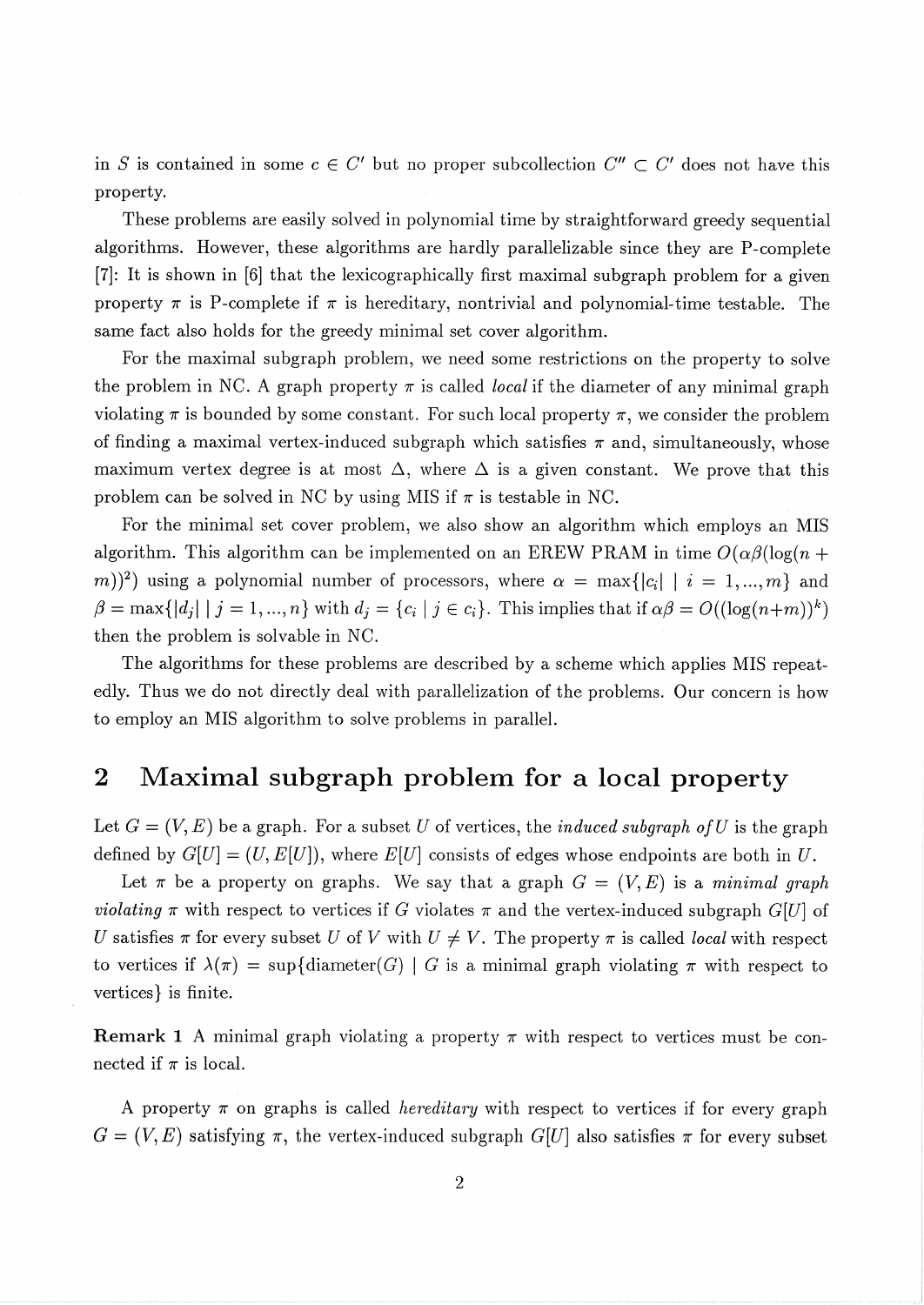in $S$ is contained in some $c \in C'$ but no proper subcollection $C'' \subset C'$ does not have this property.

These problems are easily solved in polynomial time by straightforward greedy sequential algorithms. However, these algorithms are hardly parallelizable since they are P-complete [7]: It is shown in [6] that the lexicographically first maximal subgraph problem for a given property $\pi$ is P-complete if $\pi$ is hereditary, nontrivial and polynomial-time testable. The same fact also holds for the greedy minimal set cover algorithm.

For the maximal subgraph problem, we need some restrictions on the property to solve the problem in NC. A graph property $\pi$ is called *local* if the diameter of any minimal graph violating $\pi$ is bounded by some constant. For such local property $\pi$, we consider the problem of finding a maximal vertex-induced subgraph which satisfies $\pi$ and, simultaneously, whose maximum vertex degree is at most $\Delta$, where $\Delta$ is a given constant. We prove that this problem can be solved in NC by using MIS if $\pi$ is testable in NC.

For the minimal set cover problem, we also show an algorithm which employs an MIS algorithm. This algorithm can be implemented on an EREW PRAM in time $O(\alpha\beta(\log(n+m))^2)$ using a polynomial number of processors, where $\alpha = \max\{|c_i| \mid i = 1, ..., m\}$ and $\beta = \max\{|d_j| \mid j = 1, ..., n\}$ with $d_j = \{c_i \mid j \in c_i\}$. This implies that if $\alpha\beta = O((\log(n+m))^k)$ then the problem is solvable in NC.

The algorithms for these problems are described by a scheme which applies MIS repeatedly. Thus we do not directly deal with parallelization of the problems. Our concern is how to employ an MIS algorithm to solve problems in parallel.

## 2 Maximal subgraph problem for a local property

Let $G = (V, E)$ be a graph. For a subset $U$ of vertices, the *induced subgraph of* $U$ is the graph defined by $G[U] = (U, E[U])$, where $E[U]$ consists of edges whose endpoints are both in $U$.

Let $\pi$ be a property on graphs. We say that a graph $G = (V, E)$ is a *minimal graph violating* $\pi$ with respect to vertices if $G$ violates $\pi$ and the vertex-induced subgraph $G[U]$ of $U$ satisfies $\pi$ for every subset $U$ of $V$ with $U \neq V$. The property $\pi$ is called *local* with respect to vertices if $\lambda(\pi) = \sup\{\text{diameter}(G) \mid G \text{ is a minimal graph violating } \pi \text{ with respect to vertices}\}$ is finite.

**Remark 1** A minimal graph violating a property $\pi$ with respect to vertices must be connected if $\pi$ is local.

A property $\pi$ on graphs is called *hereditary* with respect to vertices if for every graph $G = (V, E)$ satisfying $\pi$, the vertex-induced subgraph $G[U]$ also satisfies $\pi$ for every subset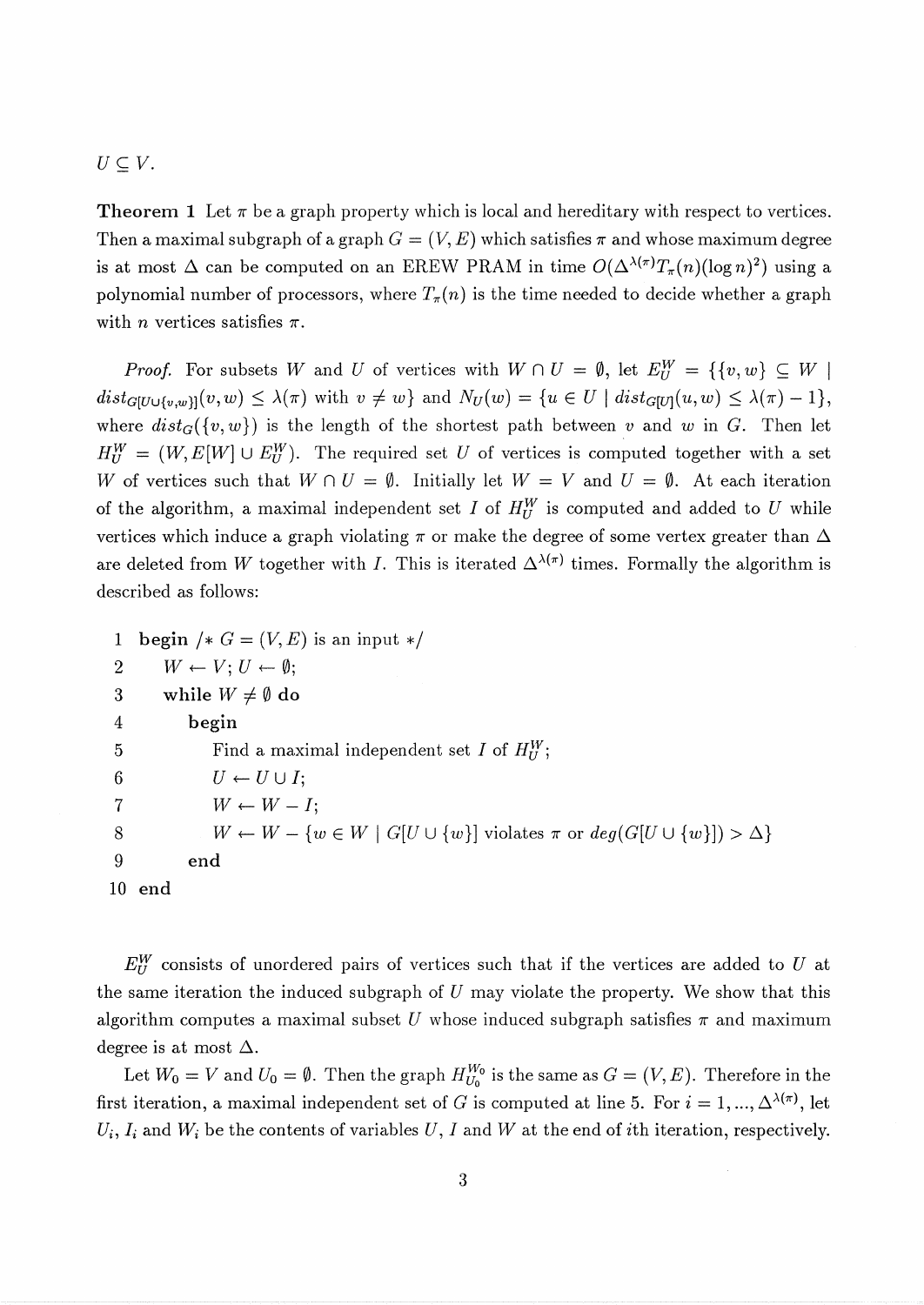$U \subseteq V$.

**Theorem 1** Let $\pi$ be a graph property which is local and hereditary with respect to vertices. Then a maximal subgraph of a graph $G = (V, E)$ which satisfies $\pi$ and whose maximum degree is at most $\Delta$ can be computed on an EREW PRAM in time $O(\Delta^{\lambda(\pi)} T_\pi(n)(\log n)^2)$ using a polynomial number of processors, where $T_\pi(n)$ is the time needed to decide whether a graph with $n$ vertices satisfies $\pi$.

*Proof.* For subsets $W$ and $U$ of vertices with $W \cap U = \emptyset$, let $E_U^W = \{\{v, w\} \subseteq W \mid dist_{G[U \cup \{v,w\}]}(v, w) \leq \lambda(\pi)$ with $v \neq w\}$ and $N_U(w) = \{u \in U \mid dist_{G[U]}(u, w) \leq \lambda(\pi) - 1\}$, where $dist_G(\{v, w\})$ is the length of the shortest path between $v$ and $w$ in $G$. Then let $H_U^W = (W, E[W] \cup E_U^W)$. The required set $U$ of vertices is computed together with a set $W$ of vertices such that $W \cap U = \emptyset$. Initially let $W = V$ and $U = \emptyset$. At each iteration of the algorithm, a maximal independent set $I$ of $H_U^W$ is computed and added to $U$ while vertices which induce a graph violating $\pi$ or make the degree of some vertex greater than $\Delta$ are deleted from $W$ together with $I$. This is iterated $\Delta^{\lambda(\pi)}$ times. Formally the algorithm is described as follows:

```
1  begin /* G = (V, E) is an input */
2      W ← V; U ← ∅;
3      while W ≠ ∅ do
4          begin
5              Find a maximal independent set I of H_U^W;
6              U ← U ∪ I;
7              W ← W − I;
8              W ← W − {w ∈ W | G[U ∪ {w}] violates π or deg(G[U ∪ {w}]) > Δ}
9          end
10 end
```

$E_U^W$ consists of unordered pairs of vertices such that if the vertices are added to $U$ at the same iteration the induced subgraph of $U$ may violate the property. We show that this algorithm computes a maximal subset $U$ whose induced subgraph satisfies $\pi$ and maximum degree is at most $\Delta$.

Let $W_0 = V$ and $U_0 = \emptyset$. Then the graph $H_{U_0}^{W_0}$ is the same as $G = (V, E)$. Therefore in the first iteration, a maximal independent set of $G$ is computed at line 5. For $i = 1, ..., \Delta^{\lambda(\pi)}$, let $U_i$, $I_i$ and $W_i$ be the contents of variables $U$, $I$ and $W$ at the end of $i$th iteration, respectively.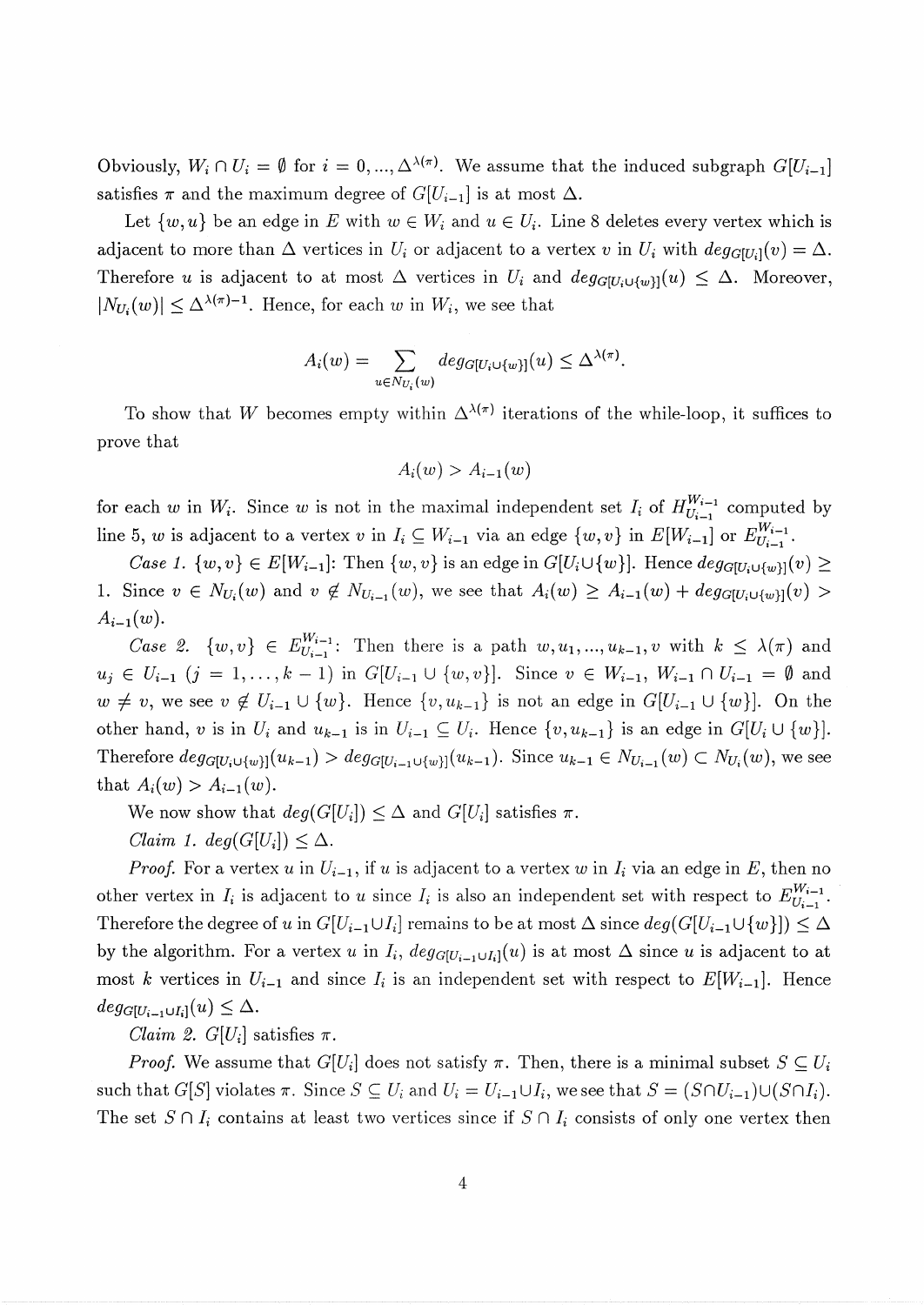Obviously, $W_i \cap U_i = \emptyset$ for $i = 0, ..., \Delta^{\lambda(\pi)}$. We assume that the induced subgraph $G[U_{i-1}]$ satisfies $\pi$ and the maximum degree of $G[U_{i-1}]$ is at most $\Delta$.

Let $\{w, u\}$ be an edge in $E$ with $w \in W_i$ and $u \in U_i$. Line 8 deletes every vertex which is adjacent to more than $\Delta$ vertices in $U_i$ or adjacent to a vertex $v$ in $U_i$ with $deg_{G[U_i]}(v) = \Delta$. Therefore $u$ is adjacent to at most $\Delta$ vertices in $U_i$ and $deg_{G[U_i \cup \{w\}]}(u) \leq \Delta$. Moreover, $|N_{U_i}(w)| \leq \Delta^{\lambda(\pi)-1}$. Hence, for each $w$ in $W_i$, we see that

$$A_i(w) = \sum_{u \in N_{U_i}(w)} deg_{G[U_i \cup \{w\}]}(u) \leq \Delta^{\lambda(\pi)}.$$

To show that $W$ becomes empty within $\Delta^{\lambda(\pi)}$ iterations of the while-loop, it suffices to prove that

$$A_i(w) > A_{i-1}(w)$$

for each $w$ in $W_i$. Since $w$ is not in the maximal independent set $I_i$ of $H_{U_{i-1}}^{W_{i-1}}$ computed by line 5, $w$ is adjacent to a vertex $v$ in $I_i \subseteq W_{i-1}$ via an edge $\{w, v\}$ in $E[W_{i-1}]$ or $E_{U_{i-1}}^{W_{i-1}}$.

*Case 1.* $\{w, v\} \in E[W_{i-1}]$: Then $\{w, v\}$ is an edge in $G[U_i \cup \{w\}]$. Hence $deg_{G[U_i \cup \{w\}]}(v) \geq 1$. Since $v \in N_{U_i}(w)$ and $v \notin N_{U_{i-1}}(w)$, we see that $A_i(w) \geq A_{i-1}(w) + deg_{G[U_i \cup \{w\}]}(v) > A_{i-1}(w)$.

*Case 2.* $\{w, v\} \in E_{U_{i-1}}^{W_{i-1}}$: Then there is a path $w, u_1, ..., u_{k-1}, v$ with $k \leq \lambda(\pi)$ and $u_j \in U_{i-1}$ $(j = 1, \ldots, k-1)$ in $G[U_{i-1} \cup \{w, v\}]$. Since $v \in W_{i-1}$, $W_{i-1} \cap U_{i-1} = \emptyset$ and $w \neq v$, we see $v \notin U_{i-1} \cup \{w\}$. Hence $\{v, u_{k-1}\}$ is not an edge in $G[U_{i-1} \cup \{w\}]$. On the other hand, $v$ is in $U_i$ and $u_{k-1}$ is in $U_{i-1} \subseteq U_i$. Hence $\{v, u_{k-1}\}$ is an edge in $G[U_i \cup \{w\}]$. Therefore $deg_{G[U_i \cup \{w\}]}(u_{k-1}) > deg_{G[U_{i-1} \cup \{w\}]}(u_{k-1})$. Since $u_{k-1} \in N_{U_{i-1}}(w) \subset N_{U_i}(w)$, we see that $A_i(w) > A_{i-1}(w)$.

We now show that $deg(G[U_i]) \leq \Delta$ and $G[U_i]$ satisfies $\pi$.

*Claim 1.* $deg(G[U_i]) \leq \Delta$.

*Proof.* For a vertex $u$ in $U_{i-1}$, if $u$ is adjacent to a vertex $w$ in $I_i$ via an edge in $E$, then no other vertex in $I_i$ is adjacent to $u$ since $I_i$ is also an independent set with respect to $E_{U_{i-1}}^{W_{i-1}}$. Therefore the degree of $u$ in $G[U_{i-1} \cup I_i]$ remains to be at most $\Delta$ since $deg(G[U_{i-1} \cup \{w\}]) \leq \Delta$ by the algorithm. For a vertex $u$ in $I_i$, $deg_{G[U_{i-1} \cup I_i]}(u)$ is at most $\Delta$ since $u$ is adjacent to at most $k$ vertices in $U_{i-1}$ and since $I_i$ is an independent set with respect to $E[W_{i-1}]$. Hence $deg_{G[U_{i-1} \cup I_i]}(u) \leq \Delta$.

*Claim 2.* $G[U_i]$ satisfies $\pi$.

*Proof.* We assume that $G[U_i]$ does not satisfy $\pi$. Then, there is a minimal subset $S \subseteq U_i$ such that $G[S]$ violates $\pi$. Since $S \subseteq U_i$ and $U_i = U_{i-1} \cup I_i$, we see that $S = (S \cap U_{i-1}) \cup (S \cap I_i)$. The set $S \cap I_i$ contains at least two vertices since if $S \cap I_i$ consists of only one vertex then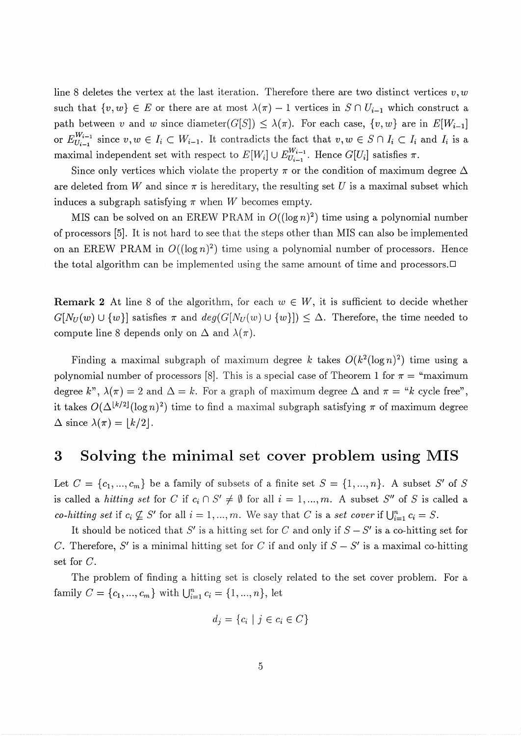line 8 deletes the vertex at the last iteration. Therefore there are two distinct vertices $v, w$ such that $\{v, w\} \in E$ or there are at most $\lambda(\pi) - 1$ vertices in $S \cap U_{i-1}$ which construct a path between $v$ and $w$ since diameter$(G[S]) \leq \lambda(\pi)$. For each case, $\{v, w\}$ are in $E[W_{i-1}]$ or $E_{U_{i-1}}^{W_{i-1}}$ since $v, w \in I_i \subset W_{i-1}$. It contradicts the fact that $v, w \in S \cap I_i \subset I_i$ and $I_i$ is a maximal independent set with respect to $E[W_i] \cup E_{U_{i-1}}^{W_{i-1}}$. Hence $G[U_i]$ satisfies $\pi$.

Since only vertices which violate the property $\pi$ or the condition of maximum degree $\Delta$ are deleted from $W$ and since $\pi$ is hereditary, the resulting set $U$ is a maximal subset which induces a subgraph satisfying $\pi$ when $W$ becomes empty.

MIS can be solved on an EREW PRAM in $O((\log n)^2)$ time using a polynomial number of processors [5]. It is not hard to see that the steps other than MIS can also be implemented on an EREW PRAM in $O((\log n)^2)$ time using a polynomial number of processors. Hence the total algorithm can be implemented using the same amount of time and processors.□

**Remark 2** At line 8 of the algorithm, for each $w \in W$, it is sufficient to decide whether $G[N_U(w) \cup \{w\}]$ satisfies $\pi$ and $deg(G[N_U(w) \cup \{w\}]) \leq \Delta$. Therefore, the time needed to compute line 8 depends only on $\Delta$ and $\lambda(\pi)$.

Finding a maximal subgraph of maximum degree $k$ takes $O(k^2(\log n)^2)$ time using a polynomial number of processors [8]. This is a special case of Theorem 1 for $\pi$ = "maximum degree $k$", $\lambda(\pi) = 2$ and $\Delta = k$. For a graph of maximum degree $\Delta$ and $\pi$ = "$k$ cycle free", it takes $O(\Delta^{\lfloor k/2 \rfloor}(\log n)^2)$ time to find a maximal subgraph satisfying $\pi$ of maximum degree $\Delta$ since $\lambda(\pi) = \lfloor k/2 \rfloor$.

# 3 Solving the minimal set cover problem using MIS

Let $C = \{c_1, ..., c_m\}$ be a family of subsets of a finite set $S = \{1, ..., n\}$. A subset $S'$ of $S$ is called a *hitting set* for $C$ if $c_i \cap S' \neq \emptyset$ for all $i = 1, ..., m$. A subset $S''$ of $S$ is called a *co-hitting set* if $c_i \not\subseteq S'$ for all $i = 1, ..., m$. We say that $C$ is a *set cover* if $\bigcup_{i=1}^{m} c_i = S$.

It should be noticed that $S'$ is a hitting set for $C$ and only if $S - S'$ is a co-hitting set for $C$. Therefore, $S'$ is a minimal hitting set for $C$ if and only if $S - S'$ is a maximal co-hitting set for $C$.

The problem of finding a hitting set is closely related to the set cover problem. For a family $C = \{c_1, ..., c_m\}$ with $\bigcup_{i=1}^{m} c_i = \{1, ..., n\}$, let

$$d_j = \{c_i \mid j \in c_i \in C\}$$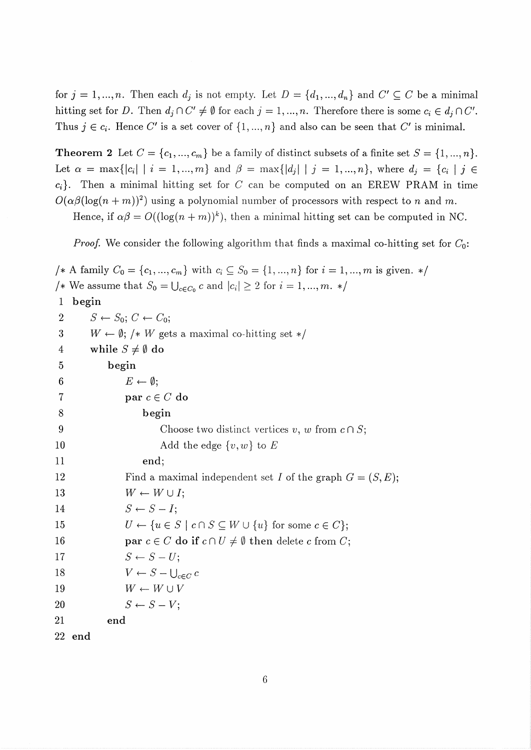for $j = 1, ..., n$. Then each $d_j$ is not empty. Let $D = \{d_1, ..., d_n\}$ and $C' \subseteq C$ be a minimal hitting set for $D$. Then $d_j \cap C' \neq \emptyset$ for each $j = 1, ..., n$. Therefore there is some $c_i \in d_j \cap C'$. Thus $j \in c_i$. Hence $C'$ is a set cover of $\{1, ..., n\}$ and also can be seen that $C'$ is minimal.

**Theorem 2** Let $C = \{c_1, ..., c_m\}$ be a family of distinct subsets of a finite set $S = \{1, ..., n\}$. Let $\alpha = \max\{|c_i| \mid i = 1, ..., m\}$ and $\beta = \max\{|d_j| \mid j = 1, ..., n\}$, where $d_j = \{c_i \mid j \in c_i\}$. Then a minimal hitting set for $C$ can be computed on an EREW PRAM in time $O(\alpha\beta(\log(n + m))^2)$ using a polynomial number of processors with respect to $n$ and $m$.

Hence, if $\alpha\beta = O((\log(n + m))^k)$, then a minimal hitting set can be computed in NC.

*Proof.* We consider the following algorithm that finds a maximal co-hitting set for $C_0$:

```
/* A family C_0 = {c_1, ..., c_m} with c_i ⊆ S_0 = {1, ..., n} for i = 1, ..., m is given. */
/* We assume that S_0 = ∪_{c∈C_0} c and |c_i| ≥ 2 for i = 1, ..., m. */
 1  begin
 2      S ← S_0; C ← C_0;
 3      W ← ∅; /* W gets a maximal co-hitting set */
 4      while S ≠ ∅ do
 5          begin
 6              E ← ∅;
 7              par c ∈ C do
 8                  begin
 9                      Choose two distinct vertices v, w from c ∩ S;
10                      Add the edge {v, w} to E
11                  end;
12              Find a maximal independent set I of the graph G = (S, E);
13              W ← W ∪ I;
14              S ← S − I;
15              U ← {u ∈ S | c ∩ S ⊆ W ∪ {u} for some c ∈ C};
16              par c ∈ C do if c ∩ U ≠ ∅ then delete c from C;
17              S ← S − U;
18              V ← S − ∪_{c∈C} c
19              W ← W ∪ V
20              S ← S − V;
21          end
22  end
```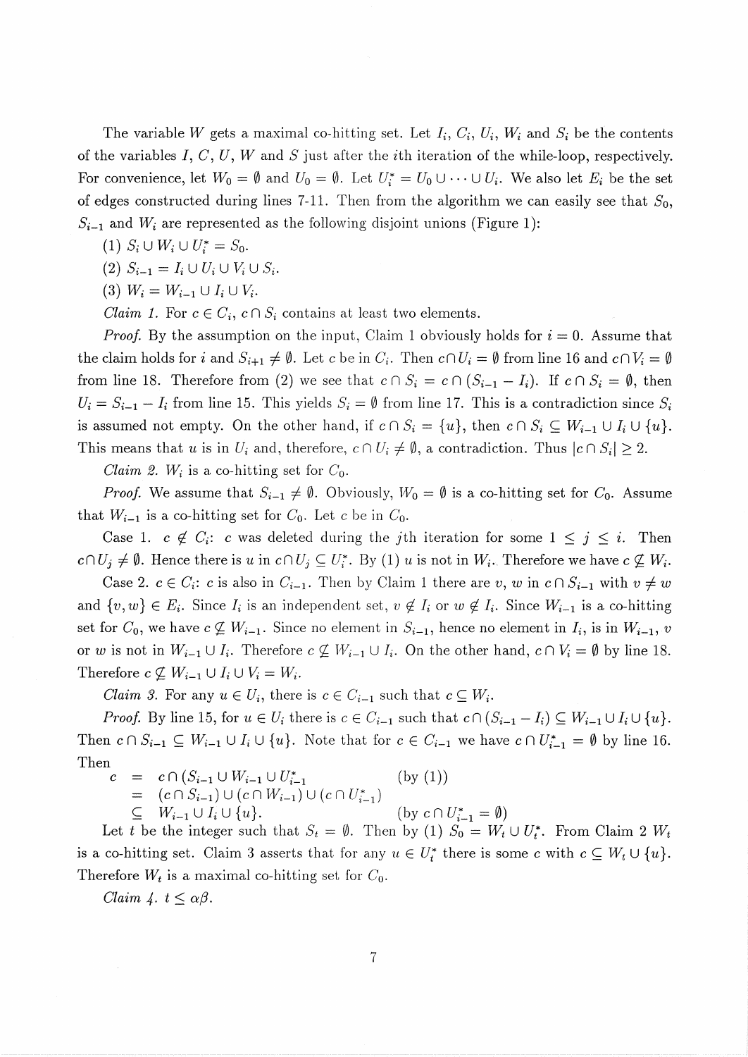The variable $W$ gets a maximal co-hitting set. Let $I_i$, $C_i$, $U_i$, $W_i$ and $S_i$ be the contents of the variables $I$, $C$, $U$, $W$ and $S$ just after the $i$th iteration of the while-loop, respectively. For convenience, let $W_0 = \emptyset$ and $U_0 = \emptyset$. Let $U_i^* = U_0 \cup \cdots \cup U_i$. We also let $E_i$ be the set of edges constructed during lines 7-11. Then from the algorithm we can easily see that $S_0$, $S_{i-1}$ and $W_i$ are represented as the following disjoint unions (Figure 1):

(1) $S_i \cup W_i \cup U_i^* = S_0$.

(2) $S_{i-1} = I_i \cup U_i \cup V_i \cup S_i$.

(3) $W_i = W_{i-1} \cup I_i \cup V_i$.

*Claim 1.* For $c \in C_i$, $c \cap S_i$ contains at least two elements.

*Proof.* By the assumption on the input, Claim 1 obviously holds for $i = 0$. Assume that the claim holds for $i$ and $S_{i+1} \neq \emptyset$. Let $c$ be in $C_i$. Then $c \cap U_i = \emptyset$ from line 16 and $c \cap V_i = \emptyset$ from line 18. Therefore from (2) we see that $c \cap S_i = c \cap (S_{i-1} - I_i)$. If $c \cap S_i = \emptyset$, then $U_i = S_{i-1} - I_i$ from line 15. This yields $S_i = \emptyset$ from line 17. This is a contradiction since $S_i$ is assumed not empty. On the other hand, if $c \cap S_i = \{u\}$, then $c \cap S_i \subseteq W_{i-1} \cup I_i \cup \{u\}$. This means that $u$ is in $U_i$ and, therefore, $c \cap U_i \neq \emptyset$, a contradiction. Thus $|c \cap S_i| \geq 2$.

*Claim 2.* $W_i$ is a co-hitting set for $C_0$.

*Proof.* We assume that $S_{i-1} \neq \emptyset$. Obviously, $W_0 = \emptyset$ is a co-hitting set for $C_0$. Assume that $W_{i-1}$ is a co-hitting set for $C_0$. Let $c$ be in $C_0$.

Case 1. $c \notin C_i$: $c$ was deleted during the $j$th iteration for some $1 \leq j \leq i$. Then $c \cap U_j \neq \emptyset$. Hence there is $u$ in $c \cap U_j \subseteq U_i^*$. By (1) $u$ is not in $W_i$. Therefore we have $c \not\subseteq W_i$.

Case 2. $c \in C_i$: $c$ is also in $C_{i-1}$. Then by Claim 1 there are $v$, $w$ in $c \cap S_{i-1}$ with $v \neq w$ and $\{v, w\} \in E_i$. Since $I_i$ is an independent set, $v \notin I_i$ or $w \notin I_i$. Since $W_{i-1}$ is a co-hitting set for $C_0$, we have $c \not\subseteq W_{i-1}$. Since no element in $S_{i-1}$, hence no element in $I_i$, is in $W_{i-1}$, $v$ or $w$ is not in $W_{i-1} \cup I_i$. Therefore $c \not\subseteq W_{i-1} \cup I_i$. On the other hand, $c \cap V_i = \emptyset$ by line 18. Therefore $c \not\subseteq W_{i-1} \cup I_i \cup V_i = W_i$.

*Claim 3.* For any $u \in U_i$, there is $c \in C_{i-1}$ such that $c \subseteq W_i$.

*Proof.* By line 15, for $u \in U_i$ there is $c \in C_{i-1}$ such that $c \cap (S_{i-1} - I_i) \subseteq W_{i-1} \cup I_i \cup \{u\}$. Then $c \cap S_{i-1} \subseteq W_{i-1} \cup I_i \cup \{u\}$. Note that for $c \in C_{i-1}$ we have $c \cap U_{i-1}^* = \emptyset$ by line 16. Then

$$
\begin{aligned}
c &= c \cap (S_{i-1} \cup W_{i-1} \cup U_{i-1}^*) && \text{(by (1))} \\
&= (c \cap S_{i-1}) \cup (c \cap W_{i-1}) \cup (c \cap U_{i-1}^*) \\
&\subseteq W_{i-1} \cup I_i \cup \{u\}. && \text{(by } c \cap U_{i-1}^* = \emptyset\text{)}
\end{aligned}
$$

Let $t$ be the integer such that $S_t = \emptyset$. Then by (1) $S_0 = W_t \cup U_t^*$. From Claim 2 $W_t$ is a co-hitting set. Claim 3 asserts that for any $u \in U_t^*$ there is some $c$ with $c \subseteq W_t \cup \{u\}$. Therefore $W_t$ is a maximal co-hitting set for $C_0$.

*Claim 4.* $t \leq \alpha\beta$.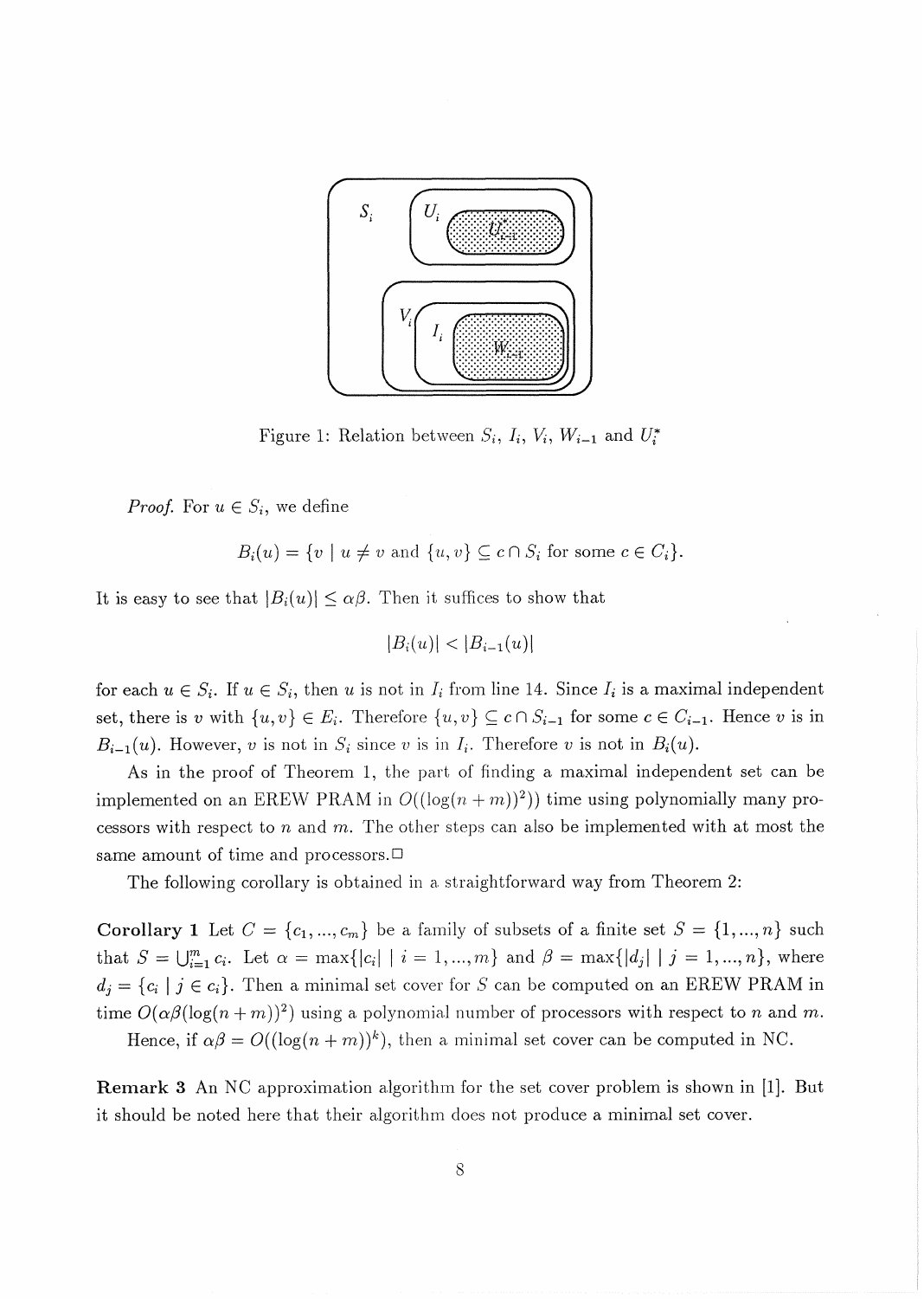Figure 1: Relation between $S_i$, $I_i$, $V_i$, $W_{i-1}$ and $U_i^*$

*Proof.* For $u \in S_i$, we define

$$B_i(u) = \{v \mid u \neq v \text{ and } \{u, v\} \subseteq c \cap S_i \text{ for some } c \in C_i\}.$$

It is easy to see that $|B_i(u)| \leq \alpha\beta$. Then it suffices to show that

$$|B_i(u)| < |B_{i-1}(u)|$$

for each $u \in S_i$. If $u \in S_i$, then $u$ is not in $I_i$ from line 14. Since $I_i$ is a maximal independent set, there is $v$ with $\{u, v\} \in E_i$. Therefore $\{u, v\} \subseteq c \cap S_{i-1}$ for some $c \in C_{i-1}$. Hence $v$ is in $B_{i-1}(u)$. However, $v$ is not in $S_i$ since $v$ is in $I_i$. Therefore $v$ is not in $B_i(u)$.

As in the proof of Theorem 1, the part of finding a maximal independent set can be implemented on an EREW PRAM in $O((\log(n+m))^2))$ time using polynomially many processors with respect to $n$ and $m$. The other steps can also be implemented with at most the same amount of time and processors.□

The following corollary is obtained in a straightforward way from Theorem 2:

**Corollary 1** Let $C = \{c_1, ..., c_m\}$ be a family of subsets of a finite set $S = \{1, ..., n\}$ such that $S = \bigcup_{i=1}^{m} c_i$. Let $\alpha = \max\{|c_i| \mid i = 1, ..., m\}$ and $\beta = \max\{|d_j| \mid j = 1, ..., n\}$, where $d_j = \{c_i \mid j \in c_i\}$. Then a minimal set cover for $S$ can be computed on an EREW PRAM in time $O(\alpha\beta(\log(n+m))^2)$ using a polynomial number of processors with respect to $n$ and $m$.

Hence, if $\alpha\beta = O((\log(n+m))^k)$, then a minimal set cover can be computed in NC.

**Remark 3** An NC approximation algorithm for the set cover problem is shown in [1]. But it should be noted here that their algorithm does not produce a minimal set cover.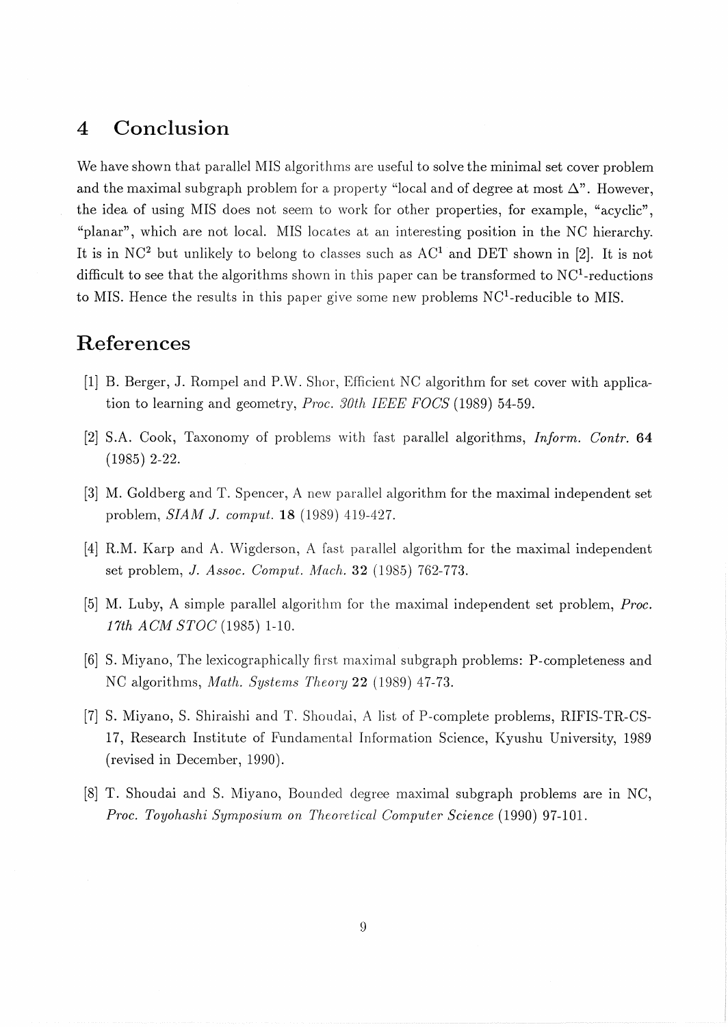## 4 Conclusion

We have shown that parallel MIS algorithms are useful to solve the minimal set cover problem and the maximal subgraph problem for a property "local and of degree at most $\Delta$". However, the idea of using MIS does not seem to work for other properties, for example, "acyclic", "planar", which are not local. MIS locates at an interesting position in the NC hierarchy. It is in $NC^2$ but unlikely to belong to classes such as $AC^1$ and DET shown in [2]. It is not difficult to see that the algorithms shown in this paper can be transformed to $NC^1$-reductions to MIS. Hence the results in this paper give some new problems $NC^1$-reducible to MIS.

## References

[1] B. Berger, J. Rompel and P.W. Shor, Efficient NC algorithm for set cover with application to learning and geometry, *Proc. 30th IEEE FOCS* (1989) 54-59.

[2] S.A. Cook, Taxonomy of problems with fast parallel algorithms, *Inform. Contr.* **64** (1985) 2-22.

[3] M. Goldberg and T. Spencer, A new parallel algorithm for the maximal independent set problem, *SIAM J. comput.* **18** (1989) 419-427.

[4] R.M. Karp and A. Wigderson, A fast parallel algorithm for the maximal independent set problem, *J. Assoc. Comput. Mach.* **32** (1985) 762-773.

[5] M. Luby, A simple parallel algorithm for the maximal independent set problem, *Proc. 17th ACM STOC* (1985) 1-10.

[6] S. Miyano, The lexicographically first maximal subgraph problems: P-completeness and NC algorithms, *Math. Systems Theory* **22** (1989) 47-73.

[7] S. Miyano, S. Shiraishi and T. Shoudai, A list of P-complete problems, RIFIS-TR-CS-17, Research Institute of Fundamental Information Science, Kyushu University, 1989 (revised in December, 1990).

[8] T. Shoudai and S. Miyano, Bounded degree maximal subgraph problems are in NC, *Proc. Toyohashi Symposium on Theoretical Computer Science* (1990) 97-101.